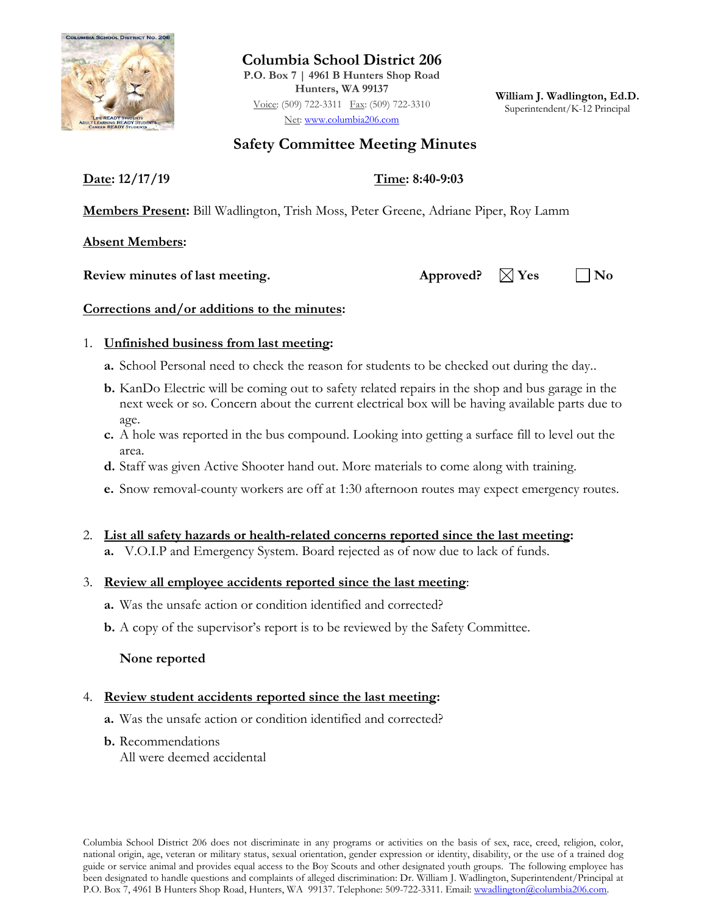# Columbia School District 206

**P.O. Box 7 | 4961 B Hunters Shop Road**
**Hunters, WA 99137**
Voice: (509) 722-3311 Fax: (509) 722-3310
Net: www.columbia206.com

**William J. Wadlington, Ed.D.**
Superintendent/K-12 Principal

## Safety Committee Meeting Minutes

**Date: 12/17/19** **Time: 8:40-9:03**

**Members Present:** Bill Wadlington, Trish Moss, Peter Greene, Adriane Piper, Roy Lamm

**Absent Members:**

**Review minutes of last meeting.** **Approved?** ☒ **Yes** ☐ **No**

**Corrections and/or additions to the minutes:**

1. **Unfinished business from last meeting:**
   - **a.** School Personal need to check the reason for students to be checked out during the day..
   - **b.** KanDo Electric will be coming out to safety related repairs in the shop and bus garage in the next week or so. Concern about the current electrical box will be having available parts due to age.
   - **c.** A hole was reported in the bus compound. Looking into getting a surface fill to level out the area.
   - **d.** Staff was given Active Shooter hand out. More materials to come along with training.
   - **e.** Snow removal-county workers are off at 1:30 afternoon routes may expect emergency routes.

2. **List all safety hazards or health-related concerns reported since the last meeting:**
   - **a.** V.O.I.P and Emergency System. Board rejected as of now due to lack of funds.

3. **Review all employee accidents reported since the last meeting:**
   - **a.** Was the unsafe action or condition identified and corrected?
   - **b.** A copy of the supervisor's report is to be reviewed by the Safety Committee.

   **None reported**

4. **Review student accidents reported since the last meeting:**
   - **a.** Was the unsafe action or condition identified and corrected?
   - **b.** Recommendations
     All were deemed accidental

Columbia School District 206 does not discriminate in any programs or activities on the basis of sex, race, creed, religion, color, national origin, age, veteran or military status, sexual orientation, gender expression or identity, disability, or the use of a trained dog guide or service animal and provides equal access to the Boy Scouts and other designated youth groups. The following employee has been designated to handle questions and complaints of alleged discrimination: Dr. William J. Wadlington, Superintendent/Principal at P.O. Box 7, 4961 B Hunters Shop Road, Hunters, WA 99137. Telephone: 509-722-3311. Email: wwadlington@columbia206.com.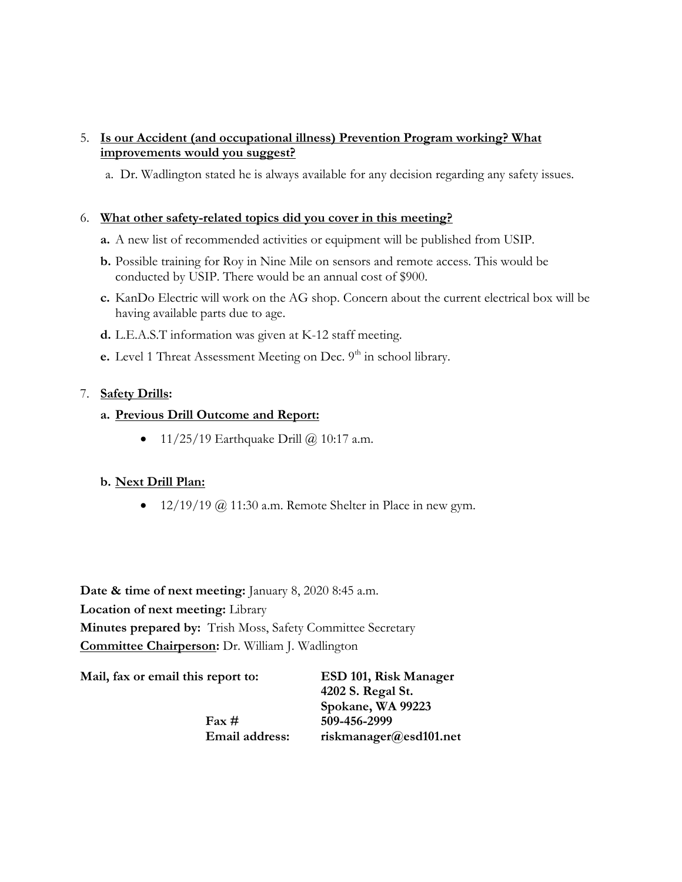5. **<u>Is our Accident (and occupational illness) Prevention Program working? What improvements would you suggest?</u>**

   a. Dr. Wadlington stated he is always available for any decision regarding any safety issues.

6. **<u>What other safety-related topics did you cover in this meeting?</u>**

   **a.** A new list of recommended activities or equipment will be published from USIP.

   **b.** Possible training for Roy in Nine Mile on sensors and remote access. This would be conducted by USIP. There would be an annual cost of $900.

   **c.** KanDo Electric will work on the AG shop. Concern about the current electrical box will be having available parts due to age.

   **d.** L.E.A.S.T information was given at K-12 staff meeting.

   **e.** Level 1 Threat Assessment Meeting on Dec. 9th in school library.

7. **<u>Safety Drills</u>:**

   **a. <u>Previous Drill Outcome and Report:</u>**

   - 11/25/19 Earthquake Drill @ 10:17 a.m.

   **b. <u>Next Drill Plan:</u>**

   - 12/19/19 @ 11:30 a.m. Remote Shelter in Place in new gym.

**Date & time of next meeting:** January 8, 2020 8:45 a.m.
**Location of next meeting:** Library
**Minutes prepared by:** Trish Moss, Safety Committee Secretary
**<u>Committee Chairperson</u>:** Dr. William J. Wadlington

**Mail, fax or email this report to:** **ESD 101, Risk Manager**
**4202 S. Regal St.**
**Spokane, WA 99223**
**Fax #** **509-456-2999**
**Email address:** **riskmanager@esd101.net**